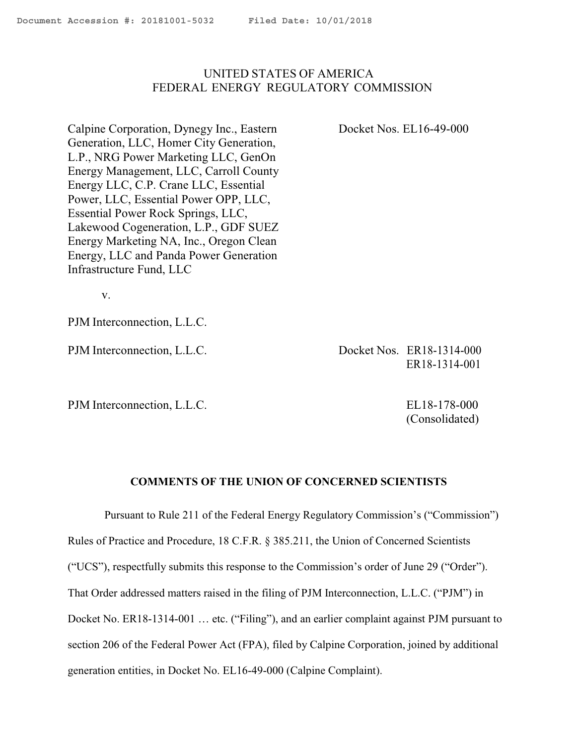Document Accession #: 20181001-5032 Filed Date: 10/01/2018

UNITED STATES OF AMERICA
FEDERAL ENERGY REGULATORY COMMISSION

Calpine Corporation, Dynegy Inc., Eastern Generation, LLC, Homer City Generation, L.P., NRG Power Marketing LLC, GenOn Energy Management, LLC, Carroll County Energy LLC, C.P. Crane LLC, Essential Power, LLC, Essential Power OPP, LLC, Essential Power Rock Springs, LLC, Lakewood Cogeneration, L.P., GDF SUEZ Energy Marketing NA, Inc., Oregon Clean Energy, LLC and Panda Power Generation Infrastructure Fund, LLC — Docket Nos. EL16-49-000

v.

PJM Interconnection, L.L.C.

PJM Interconnection, L.L.C. — Docket Nos. ER18-1314-000, ER18-1314-001

PJM Interconnection, L.L.C. — EL18-178-000 (Consolidated)

## COMMENTS OF THE UNION OF CONCERNED SCIENTISTS

Pursuant to Rule 211 of the Federal Energy Regulatory Commission's ("Commission") Rules of Practice and Procedure, 18 C.F.R. § 385.211, the Union of Concerned Scientists ("UCS"), respectfully submits this response to the Commission's order of June 29 ("Order"). That Order addressed matters raised in the filing of PJM Interconnection, L.L.C. ("PJM") in Docket No. ER18-1314-001 … etc. ("Filing"), and an earlier complaint against PJM pursuant to section 206 of the Federal Power Act (FPA), filed by Calpine Corporation, joined by additional generation entities, in Docket No. EL16-49-000 (Calpine Complaint).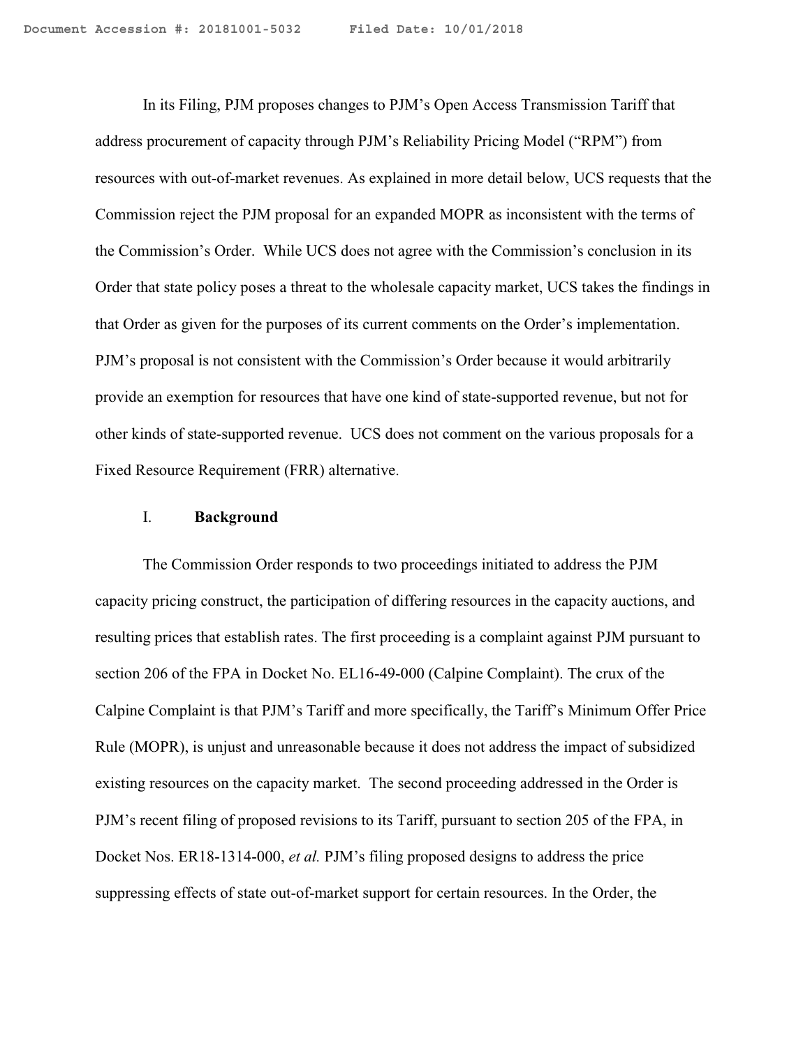In its Filing, PJM proposes changes to PJM's Open Access Transmission Tariff that address procurement of capacity through PJM's Reliability Pricing Model ("RPM") from resources with out-of-market revenues. As explained in more detail below, UCS requests that the Commission reject the PJM proposal for an expanded MOPR as inconsistent with the terms of the Commission's Order. While UCS does not agree with the Commission's conclusion in its Order that state policy poses a threat to the wholesale capacity market, UCS takes the findings in that Order as given for the purposes of its current comments on the Order's implementation. PJM's proposal is not consistent with the Commission's Order because it would arbitrarily provide an exemption for resources that have one kind of state-supported revenue, but not for other kinds of state-supported revenue. UCS does not comment on the various proposals for a Fixed Resource Requirement (FRR) alternative.

## I. **Background**

The Commission Order responds to two proceedings initiated to address the PJM capacity pricing construct, the participation of differing resources in the capacity auctions, and resulting prices that establish rates. The first proceeding is a complaint against PJM pursuant to section 206 of the FPA in Docket No. EL16-49-000 (Calpine Complaint). The crux of the Calpine Complaint is that PJM's Tariff and more specifically, the Tariff's Minimum Offer Price Rule (MOPR), is unjust and unreasonable because it does not address the impact of subsidized existing resources on the capacity market. The second proceeding addressed in the Order is PJM's recent filing of proposed revisions to its Tariff, pursuant to section 205 of the FPA, in Docket Nos. ER18-1314-000, *et al.* PJM's filing proposed designs to address the price suppressing effects of state out-of-market support for certain resources. In the Order, the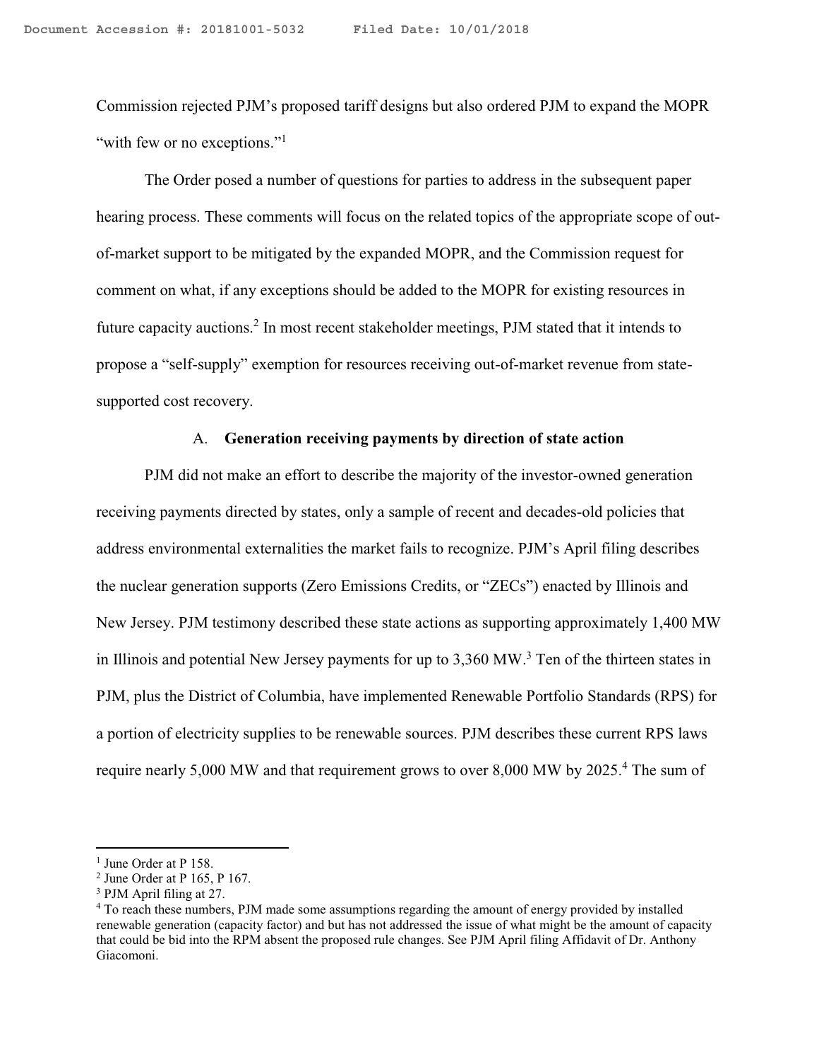Commission rejected PJM's proposed tariff designs but also ordered PJM to expand the MOPR "with few or no exceptions."[1]

The Order posed a number of questions for parties to address in the subsequent paper hearing process. These comments will focus on the related topics of the appropriate scope of out-of-market support to be mitigated by the expanded MOPR, and the Commission request for comment on what, if any exceptions should be added to the MOPR for existing resources in future capacity auctions.[2] In most recent stakeholder meetings, PJM stated that it intends to propose a "self-supply" exemption for resources receiving out-of-market revenue from state-supported cost recovery.

### A. Generation receiving payments by direction of state action

PJM did not make an effort to describe the majority of the investor-owned generation receiving payments directed by states, only a sample of recent and decades-old policies that address environmental externalities the market fails to recognize. PJM's April filing describes the nuclear generation supports (Zero Emissions Credits, or "ZECs") enacted by Illinois and New Jersey. PJM testimony described these state actions as supporting approximately 1,400 MW in Illinois and potential New Jersey payments for up to 3,360 MW.[3] Ten of the thirteen states in PJM, plus the District of Columbia, have implemented Renewable Portfolio Standards (RPS) for a portion of electricity supplies to be renewable sources. PJM describes these current RPS laws require nearly 5,000 MW and that requirement grows to over 8,000 MW by 2025.[4] The sum of

---

[1] June Order at P 158.

[2] June Order at P 165, P 167.

[3] PJM April filing at 27.

[4] To reach these numbers, PJM made some assumptions regarding the amount of energy provided by installed renewable generation (capacity factor) and but has not addressed the issue of what might be the amount of capacity that could be bid into the RPM absent the proposed rule changes. See PJM April filing Affidavit of Dr. Anthony Giacomoni.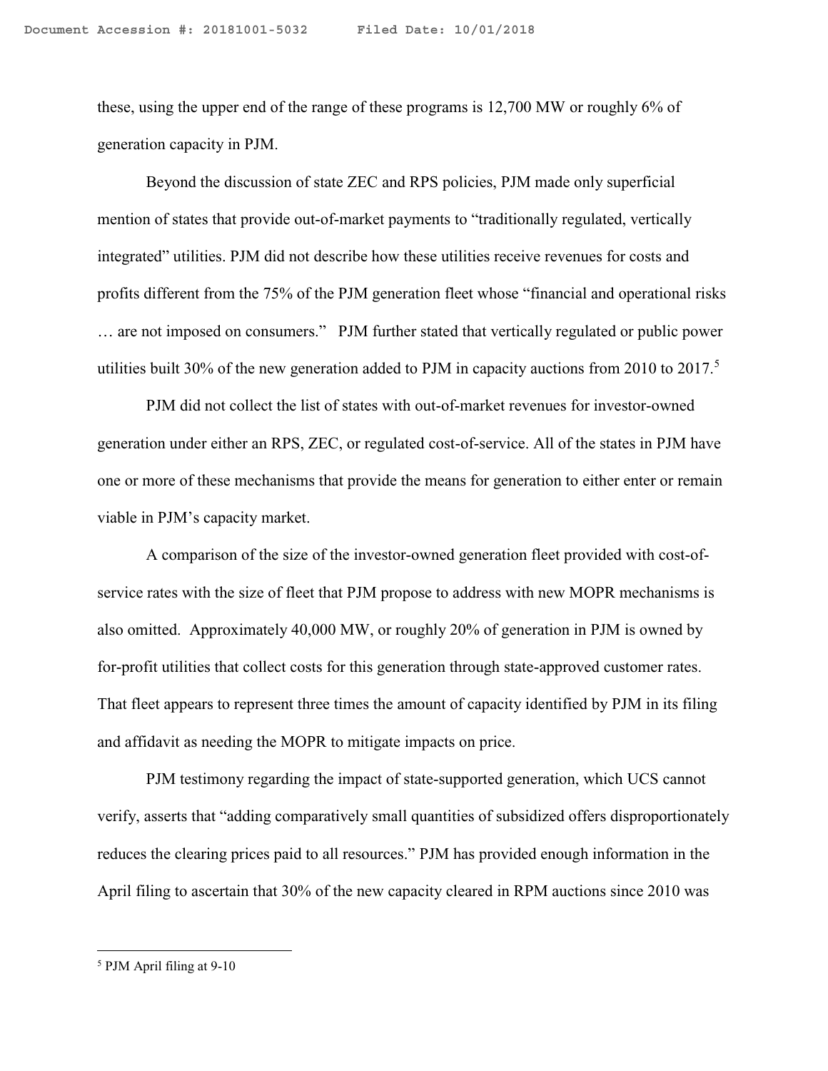these, using the upper end of the range of these programs is 12,700 MW or roughly 6% of generation capacity in PJM.

Beyond the discussion of state ZEC and RPS policies, PJM made only superficial mention of states that provide out-of-market payments to "traditionally regulated, vertically integrated" utilities. PJM did not describe how these utilities receive revenues for costs and profits different from the 75% of the PJM generation fleet whose "financial and operational risks … are not imposed on consumers." PJM further stated that vertically regulated or public power utilities built 30% of the new generation added to PJM in capacity auctions from 2010 to 2017.[5]

PJM did not collect the list of states with out-of-market revenues for investor-owned generation under either an RPS, ZEC, or regulated cost-of-service. All of the states in PJM have one or more of these mechanisms that provide the means for generation to either enter or remain viable in PJM's capacity market.

A comparison of the size of the investor-owned generation fleet provided with cost-of-service rates with the size of fleet that PJM propose to address with new MOPR mechanisms is also omitted. Approximately 40,000 MW, or roughly 20% of generation in PJM is owned by for-profit utilities that collect costs for this generation through state-approved customer rates. That fleet appears to represent three times the amount of capacity identified by PJM in its filing and affidavit as needing the MOPR to mitigate impacts on price.

PJM testimony regarding the impact of state-supported generation, which UCS cannot verify, asserts that "adding comparatively small quantities of subsidized offers disproportionately reduces the clearing prices paid to all resources." PJM has provided enough information in the April filing to ascertain that 30% of the new capacity cleared in RPM auctions since 2010 was

---

[5] PJM April filing at 9-10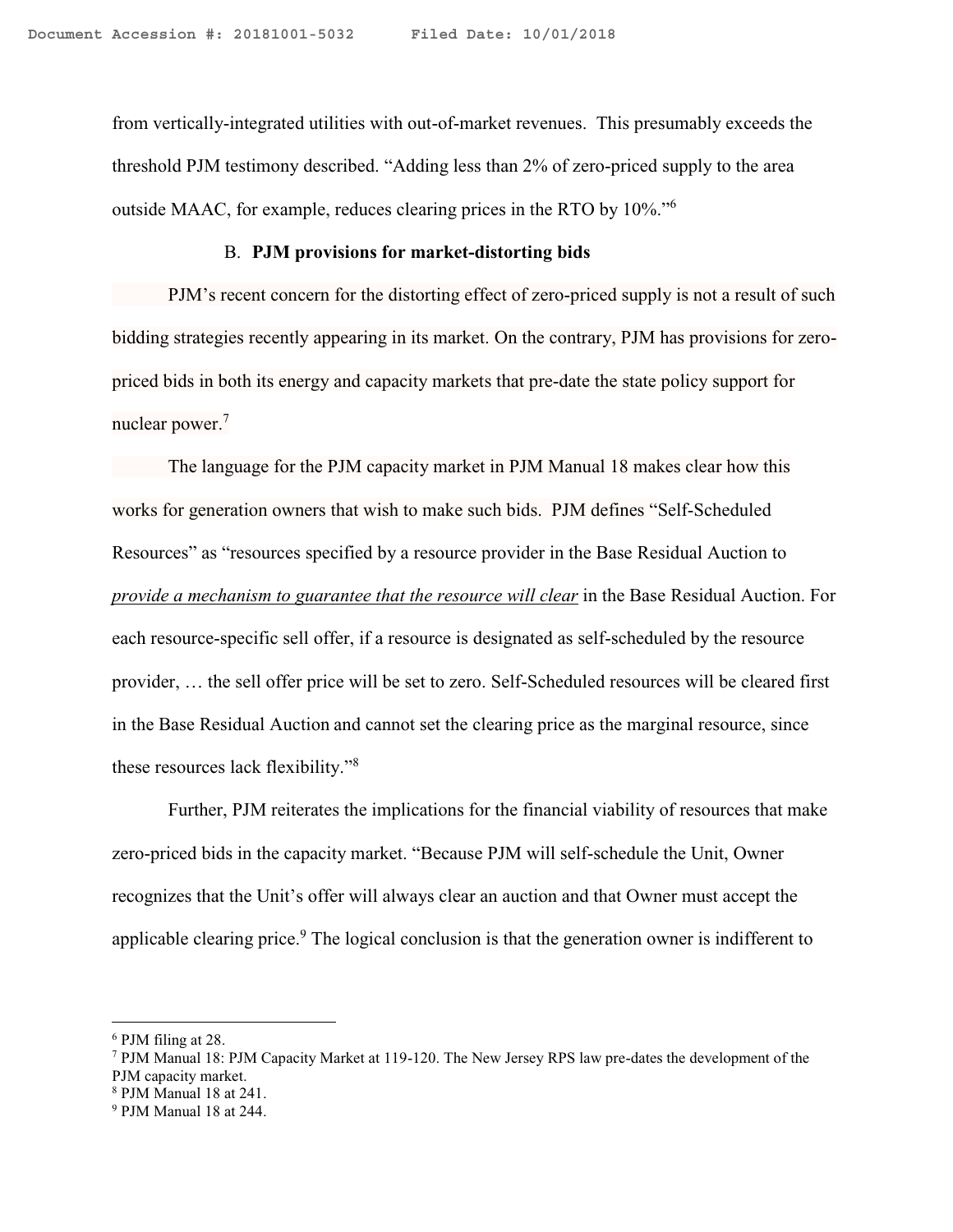from vertically-integrated utilities with out-of-market revenues. This presumably exceeds the threshold PJM testimony described. "Adding less than 2% of zero-priced supply to the area outside MAAC, for example, reduces clearing prices in the RTO by 10%."[6]

### B. **PJM provisions for market-distorting bids**

PJM's recent concern for the distorting effect of zero-priced supply is not a result of such bidding strategies recently appearing in its market. On the contrary, PJM has provisions for zero-priced bids in both its energy and capacity markets that pre-date the state policy support for nuclear power.[7]

The language for the PJM capacity market in PJM Manual 18 makes clear how this works for generation owners that wish to make such bids. PJM defines "Self-Scheduled Resources" as "resources specified by a resource provider in the Base Residual Auction to *provide a mechanism to guarantee that the resource will clear* in the Base Residual Auction. For each resource-specific sell offer, if a resource is designated as self-scheduled by the resource provider, … the sell offer price will be set to zero. Self-Scheduled resources will be cleared first in the Base Residual Auction and cannot set the clearing price as the marginal resource, since these resources lack flexibility."[8]

Further, PJM reiterates the implications for the financial viability of resources that make zero-priced bids in the capacity market. "Because PJM will self-schedule the Unit, Owner recognizes that the Unit's offer will always clear an auction and that Owner must accept the applicable clearing price.[9] The logical conclusion is that the generation owner is indifferent to

---

[6] PJM filing at 28.

[7] PJM Manual 18: PJM Capacity Market at 119-120. The New Jersey RPS law pre-dates the development of the PJM capacity market.

[8] PJM Manual 18 at 241.

[9] PJM Manual 18 at 244.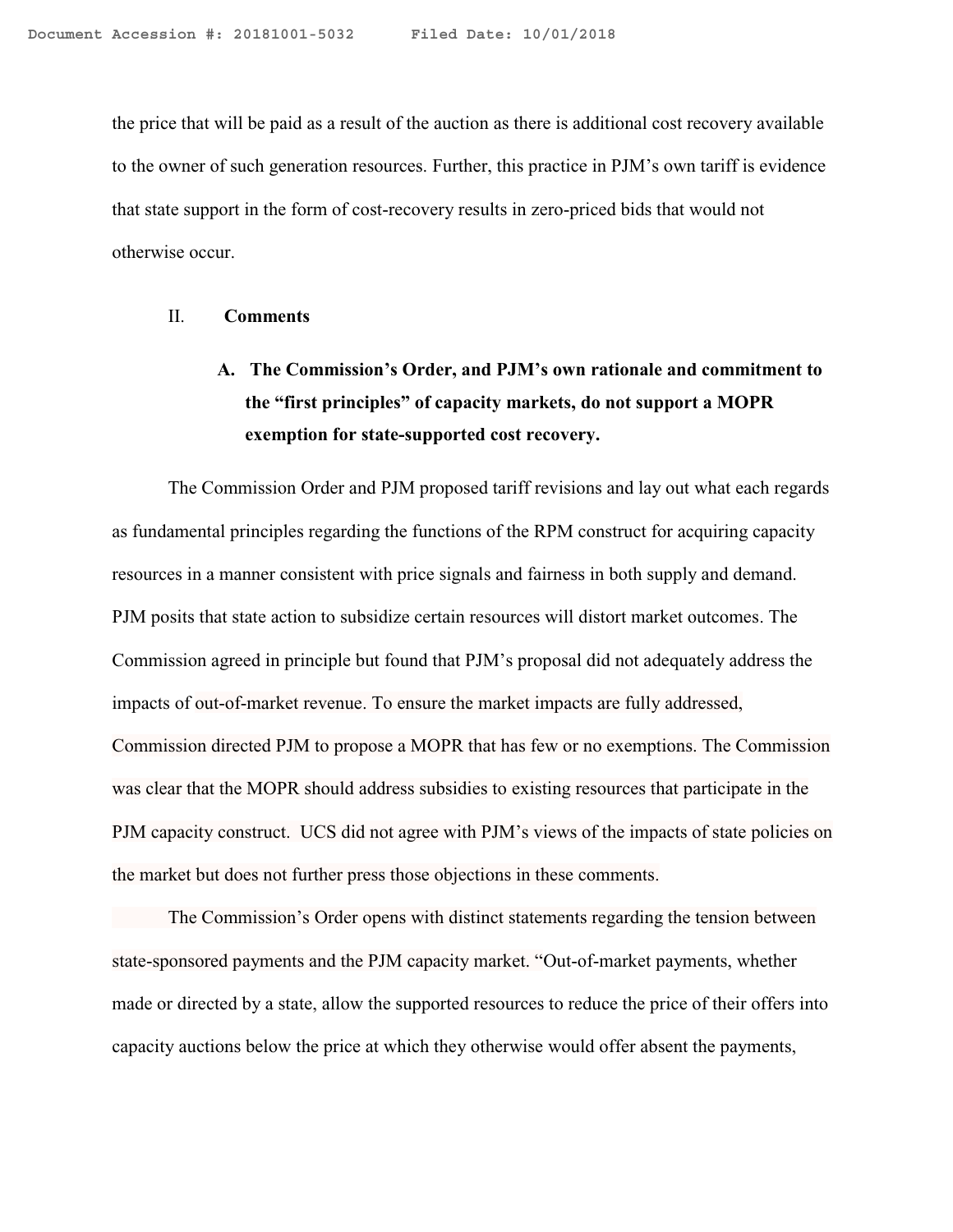the price that will be paid as a result of the auction as there is additional cost recovery available to the owner of such generation resources. Further, this practice in PJM's own tariff is evidence that state support in the form of cost-recovery results in zero-priced bids that would not otherwise occur.

## II. Comments

### A. The Commission's Order, and PJM's own rationale and commitment to the "first principles" of capacity markets, do not support a MOPR exemption for state-supported cost recovery.

The Commission Order and PJM proposed tariff revisions and lay out what each regards as fundamental principles regarding the functions of the RPM construct for acquiring capacity resources in a manner consistent with price signals and fairness in both supply and demand. PJM posits that state action to subsidize certain resources will distort market outcomes. The Commission agreed in principle but found that PJM's proposal did not adequately address the impacts of out-of-market revenue. To ensure the market impacts are fully addressed, Commission directed PJM to propose a MOPR that has few or no exemptions. The Commission was clear that the MOPR should address subsidies to existing resources that participate in the PJM capacity construct. UCS did not agree with PJM's views of the impacts of state policies on the market but does not further press those objections in these comments.

The Commission's Order opens with distinct statements regarding the tension between state-sponsored payments and the PJM capacity market. "Out-of-market payments, whether made or directed by a state, allow the supported resources to reduce the price of their offers into capacity auctions below the price at which they otherwise would offer absent the payments,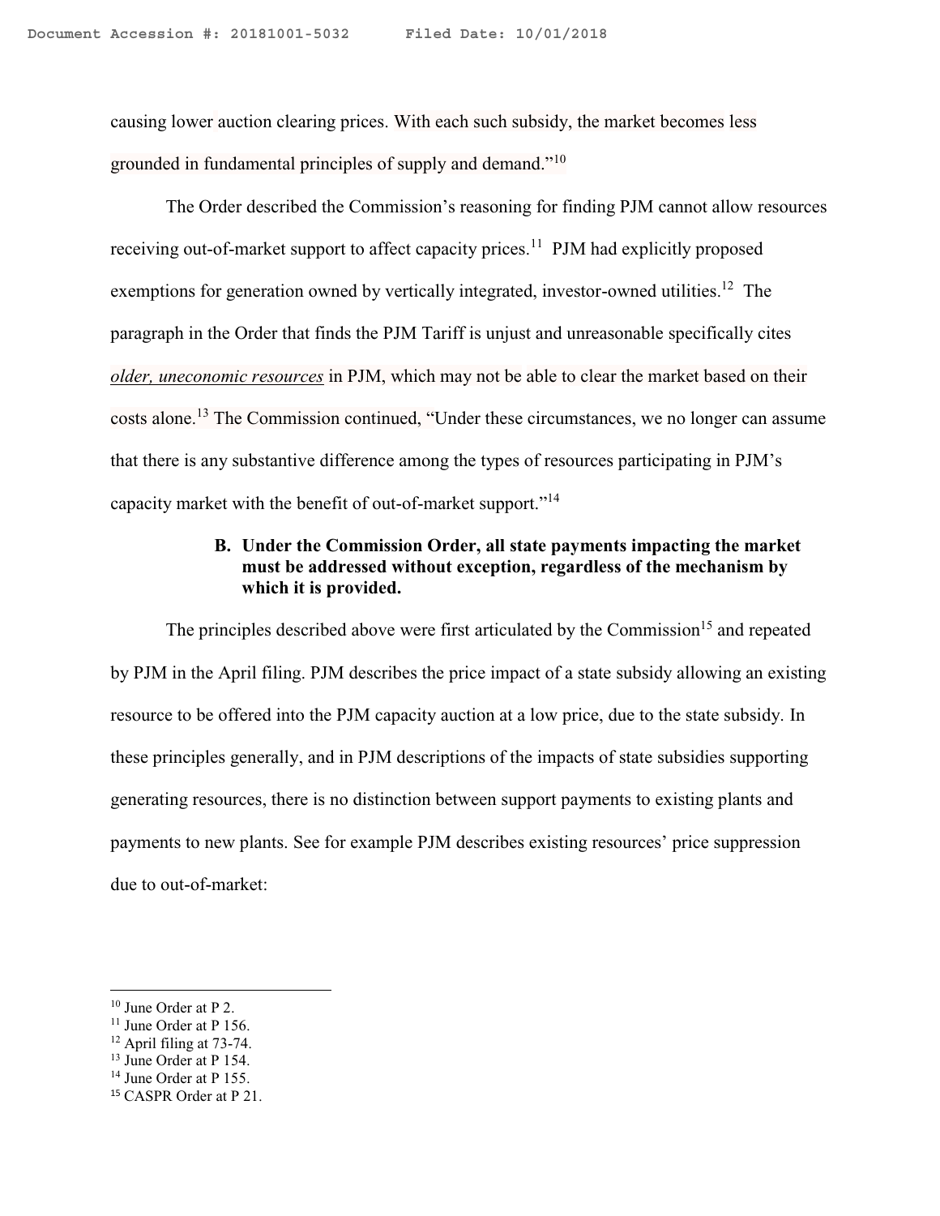causing lower auction clearing prices. With each such subsidy, the market becomes less grounded in fundamental principles of supply and demand."[10]

The Order described the Commission's reasoning for finding PJM cannot allow resources receiving out-of-market support to affect capacity prices.[11] PJM had explicitly proposed exemptions for generation owned by vertically integrated, investor-owned utilities.[12] The paragraph in the Order that finds the PJM Tariff is unjust and unreasonable specifically cites *older, uneconomic resources* in PJM, which may not be able to clear the market based on their costs alone.[13] The Commission continued, "Under these circumstances, we no longer can assume that there is any substantive difference among the types of resources participating in PJM's capacity market with the benefit of out-of-market support."[14]

### B. Under the Commission Order, all state payments impacting the market must be addressed without exception, regardless of the mechanism by which it is provided.

The principles described above were first articulated by the Commission[15] and repeated by PJM in the April filing. PJM describes the price impact of a state subsidy allowing an existing resource to be offered into the PJM capacity auction at a low price, due to the state subsidy. In these principles generally, and in PJM descriptions of the impacts of state subsidies supporting generating resources, there is no distinction between support payments to existing plants and payments to new plants. See for example PJM describes existing resources' price suppression due to out-of-market:

---

[10] June Order at P 2.
[11] June Order at P 156.
[12] April filing at 73-74.
[13] June Order at P 154.
[14] June Order at P 155.
[15] CASPR Order at P 21.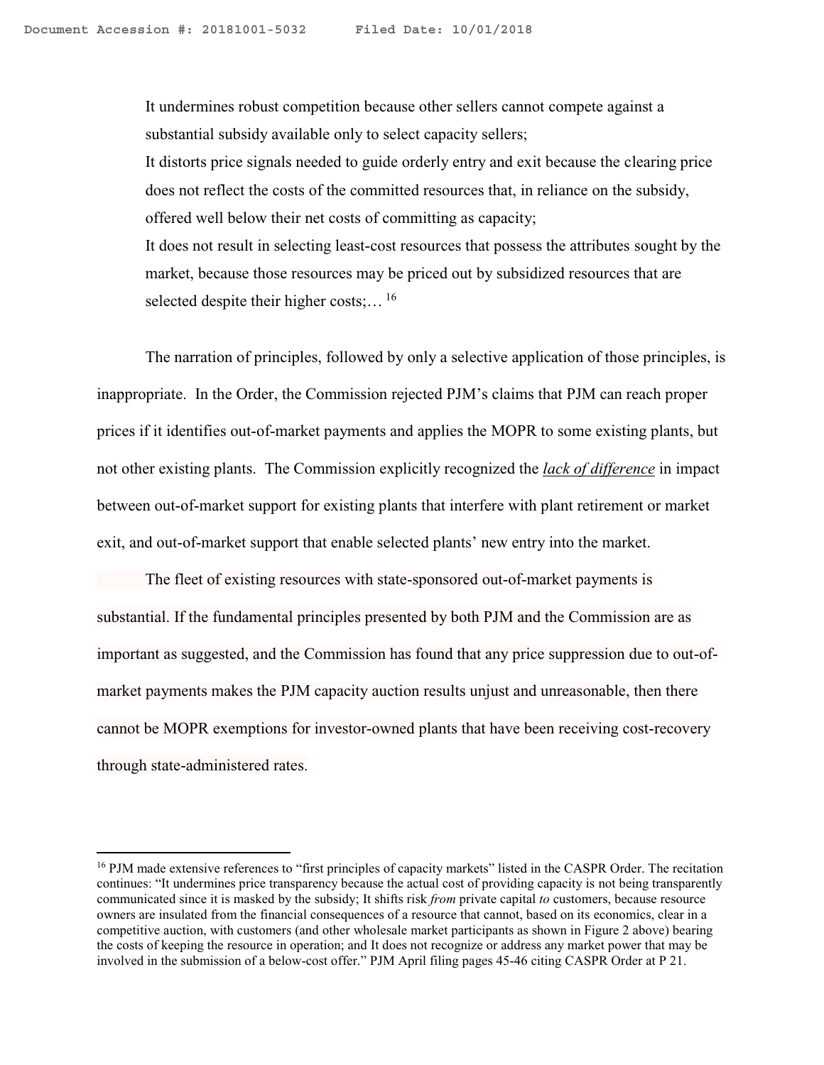It undermines robust competition because other sellers cannot compete against a substantial subsidy available only to select capacity sellers;
It distorts price signals needed to guide orderly entry and exit because the clearing price does not reflect the costs of the committed resources that, in reliance on the subsidy, offered well below their net costs of committing as capacity;
It does not result in selecting least-cost resources that possess the attributes sought by the market, because those resources may be priced out by subsidized resources that are selected despite their higher costs;…[16]

The narration of principles, followed by only a selective application of those principles, is inappropriate. In the Order, the Commission rejected PJM's claims that PJM can reach proper prices if it identifies out-of-market payments and applies the MOPR to some existing plants, but not other existing plants. The Commission explicitly recognized the ***lack of difference*** in impact between out-of-market support for existing plants that interfere with plant retirement or market exit, and out-of-market support that enable selected plants' new entry into the market.

The fleet of existing resources with state-sponsored out-of-market payments is substantial. If the fundamental principles presented by both PJM and the Commission are as important as suggested, and the Commission has found that any price suppression due to out-of-market payments makes the PJM capacity auction results unjust and unreasonable, then there cannot be MOPR exemptions for investor-owned plants that have been receiving cost-recovery through state-administered rates.

---

[16] PJM made extensive references to "first principles of capacity markets" listed in the CASPR Order. The recitation continues: "It undermines price transparency because the actual cost of providing capacity is not being transparently communicated since it is masked by the subsidy; It shifts risk *from* private capital *to* customers, because resource owners are insulated from the financial consequences of a resource that cannot, based on its economics, clear in a competitive auction, with customers (and other wholesale market participants as shown in Figure 2 above) bearing the costs of keeping the resource in operation; and It does not recognize or address any market power that may be involved in the submission of a below-cost offer." PJM April filing pages 45-46 citing CASPR Order at P 21.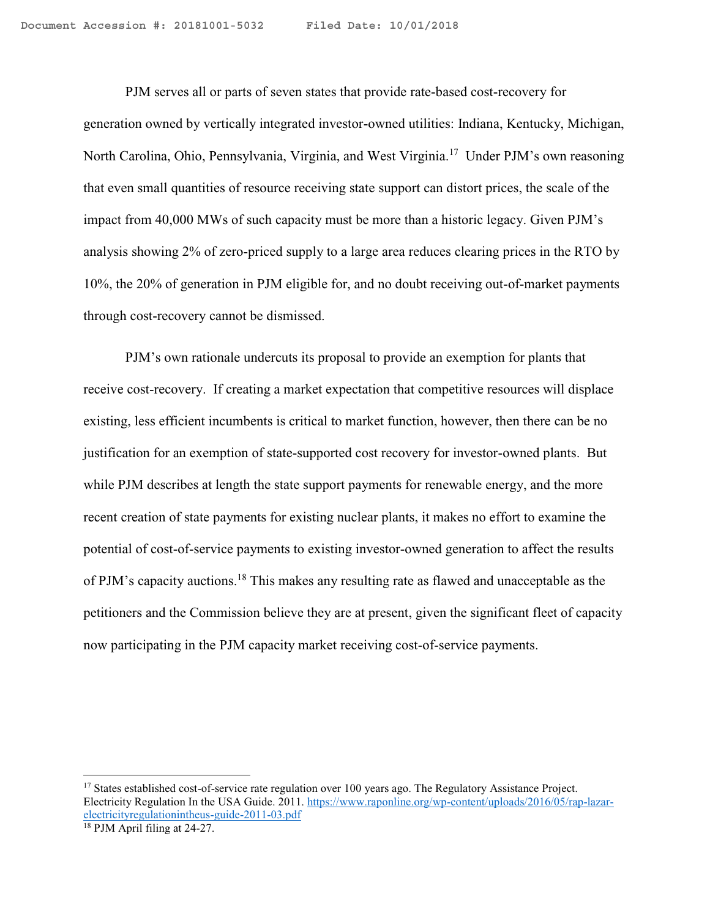PJM serves all or parts of seven states that provide rate-based cost-recovery for generation owned by vertically integrated investor-owned utilities: Indiana, Kentucky, Michigan, North Carolina, Ohio, Pennsylvania, Virginia, and West Virginia.[17] Under PJM's own reasoning that even small quantities of resource receiving state support can distort prices, the scale of the impact from 40,000 MWs of such capacity must be more than a historic legacy. Given PJM's analysis showing 2% of zero-priced supply to a large area reduces clearing prices in the RTO by 10%, the 20% of generation in PJM eligible for, and no doubt receiving out-of-market payments through cost-recovery cannot be dismissed.

PJM's own rationale undercuts its proposal to provide an exemption for plants that receive cost-recovery. If creating a market expectation that competitive resources will displace existing, less efficient incumbents is critical to market function, however, then there can be no justification for an exemption of state-supported cost recovery for investor-owned plants. But while PJM describes at length the state support payments for renewable energy, and the more recent creation of state payments for existing nuclear plants, it makes no effort to examine the potential of cost-of-service payments to existing investor-owned generation to affect the results of PJM's capacity auctions.[18] This makes any resulting rate as flawed and unacceptable as the petitioners and the Commission believe they are at present, given the significant fleet of capacity now participating in the PJM capacity market receiving cost-of-service payments.

---

[17] States established cost-of-service rate regulation over 100 years ago. The Regulatory Assistance Project. Electricity Regulation In the USA Guide. 2011. https://www.raponline.org/wp-content/uploads/2016/05/rap-lazar-electricityregulationintheus-guide-2011-03.pdf

[18] PJM April filing at 24-27.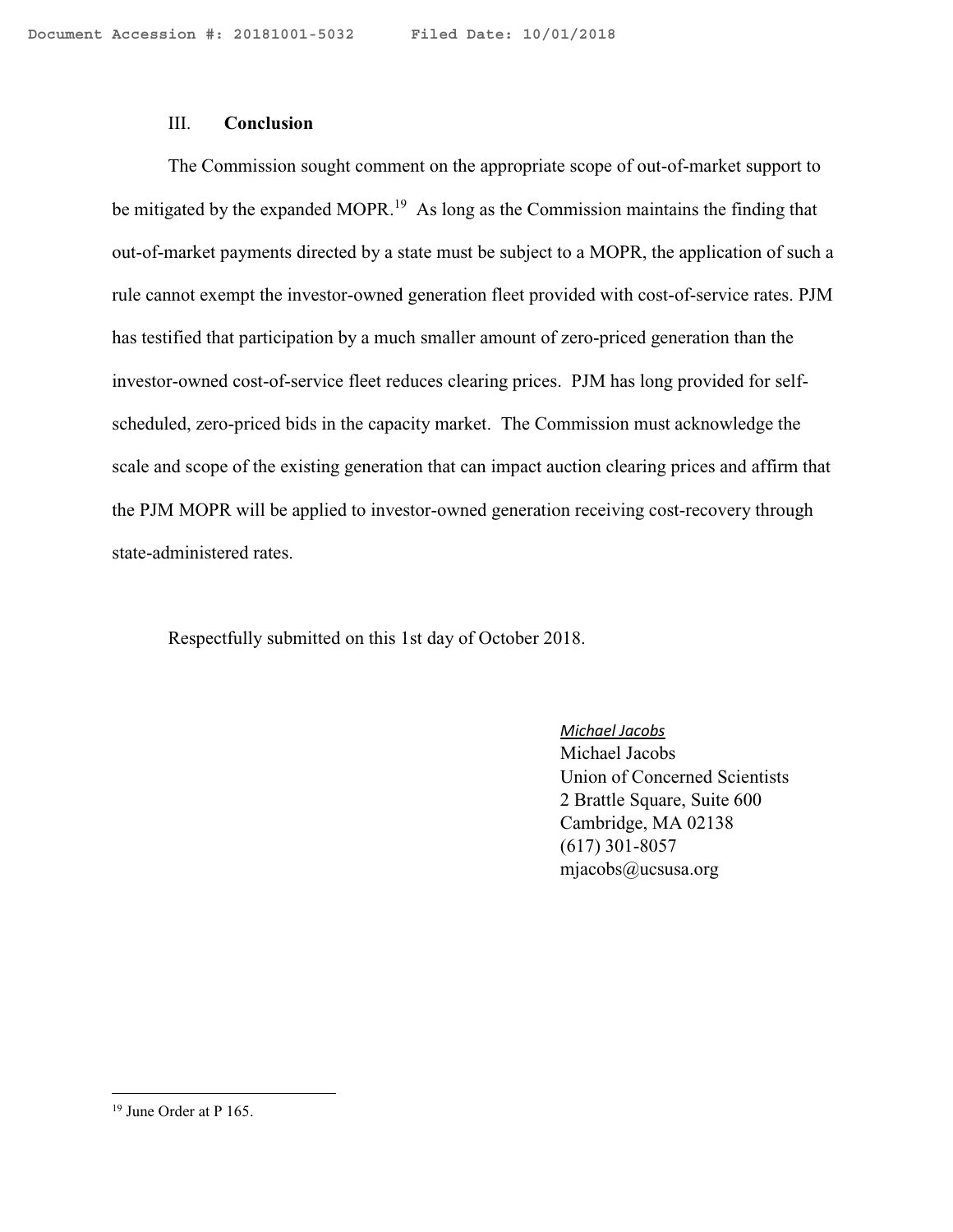### III. **Conclusion**

The Commission sought comment on the appropriate scope of out-of-market support to be mitigated by the expanded MOPR.[19] As long as the Commission maintains the finding that out-of-market payments directed by a state must be subject to a MOPR, the application of such a rule cannot exempt the investor-owned generation fleet provided with cost-of-service rates. PJM has testified that participation by a much smaller amount of zero-priced generation than the investor-owned cost-of-service fleet reduces clearing prices. PJM has long provided for self-scheduled, zero-priced bids in the capacity market. The Commission must acknowledge the scale and scope of the existing generation that can impact auction clearing prices and affirm that the PJM MOPR will be applied to investor-owned generation receiving cost-recovery through state-administered rates.

Respectfully submitted on this 1st day of October 2018.

*Michael Jacobs*
Michael Jacobs
Union of Concerned Scientists
2 Brattle Square, Suite 600
Cambridge, MA 02138
(617) 301-8057
mjacobs@ucsusa.org

---

[19] June Order at P 165.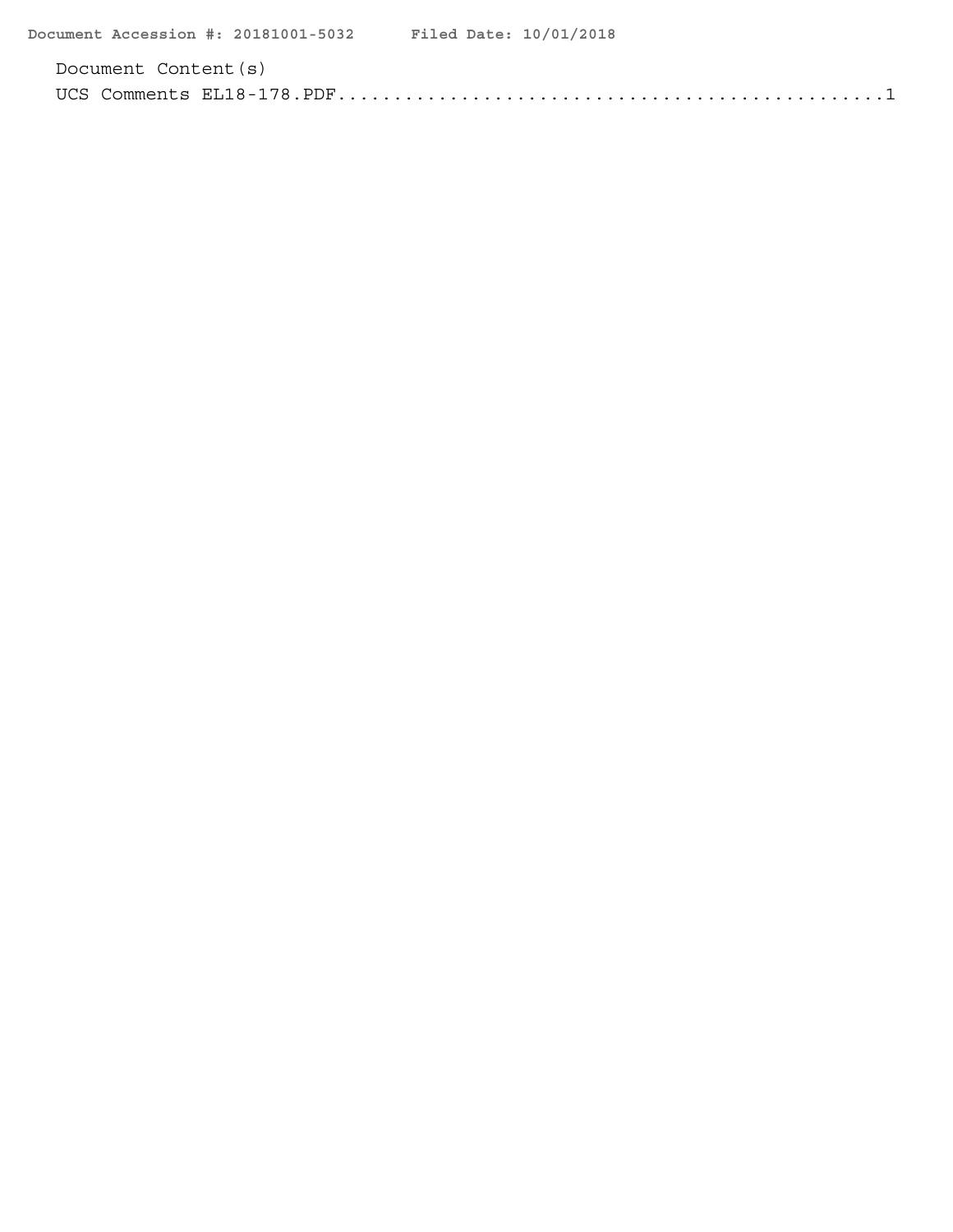Document Accession #: 20181001-5032      Filed Date: 10/01/2018

Document Content(s)

UCS Comments EL18-178.PDF..............................................1